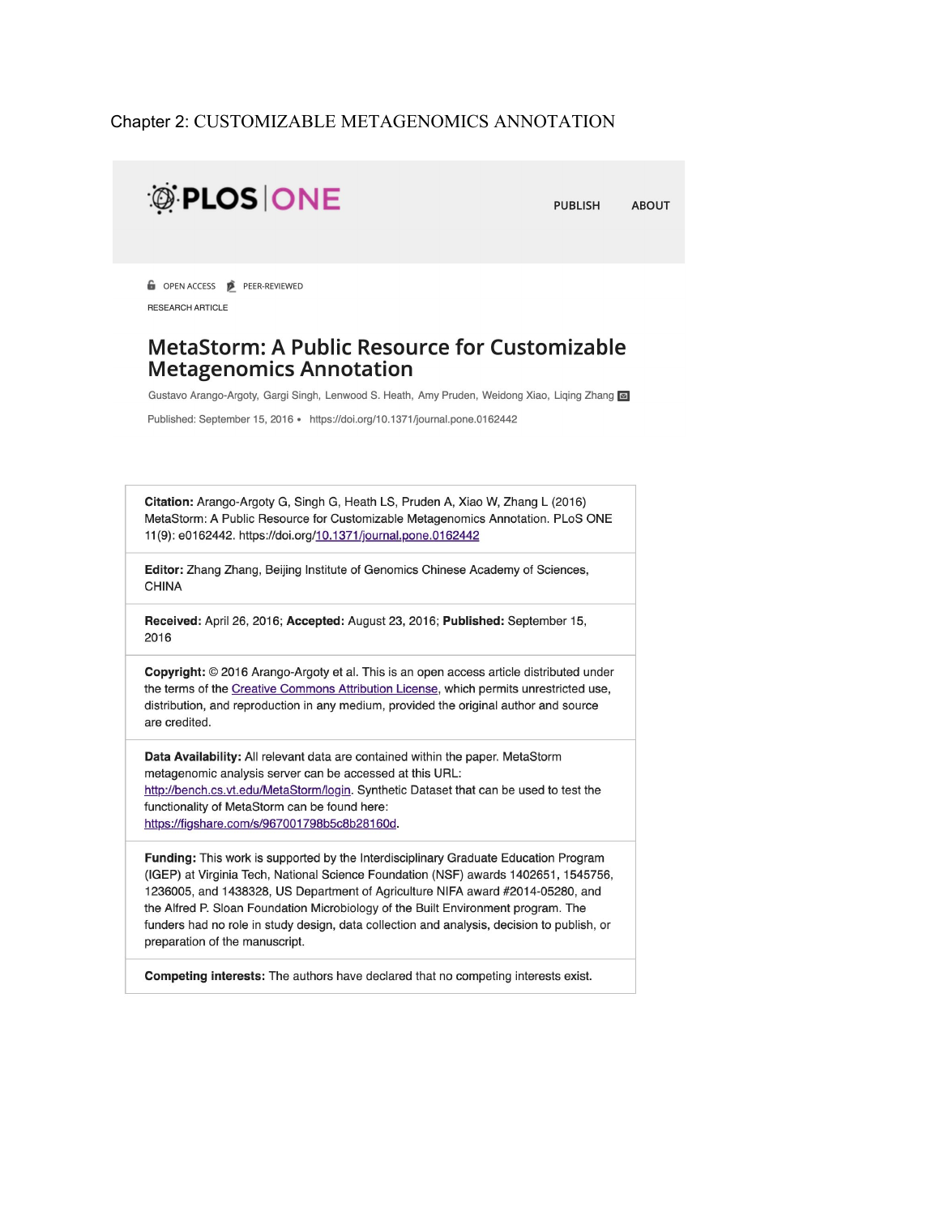Chapter 2: CUSTOMIZABLE METAGENOMICS ANNOTATION

PLOS | ONE

PUBLISH ABOUT

OPEN ACCESS PEER-REVIEWED

RESEARCH ARTICLE

# MetaStorm: A Public Resource for Customizable Metagenomics Annotation

Gustavo Arango-Argoty, Gargi Singh, Lenwood S. Heath, Amy Pruden, Weidong Xiao, Liqing Zhang

Published: September 15, 2016 • https://doi.org/10.1371/journal.pone.0162442

**Citation:** Arango-Argoty G, Singh G, Heath LS, Pruden A, Xiao W, Zhang L (2016) MetaStorm: A Public Resource for Customizable Metagenomics Annotation. PLoS ONE 11(9): e0162442. https://doi.org/10.1371/journal.pone.0162442

**Editor:** Zhang Zhang, Beijing Institute of Genomics Chinese Academy of Sciences, CHINA

**Received:** April 26, 2016; **Accepted:** August 23, 2016; **Published:** September 15, 2016

**Copyright:** © 2016 Arango-Argoty et al. This is an open access article distributed under the terms of the Creative Commons Attribution License, which permits unrestricted use, distribution, and reproduction in any medium, provided the original author and source are credited.

**Data Availability:** All relevant data are contained within the paper. MetaStorm metagenomic analysis server can be accessed at this URL: http://bench.cs.vt.edu/MetaStorm/login. Synthetic Dataset that can be used to test the functionality of MetaStorm can be found here: https://figshare.com/s/967001798b5c8b28160d.

**Funding:** This work is supported by the Interdisciplinary Graduate Education Program (IGEP) at Virginia Tech, National Science Foundation (NSF) awards 1402651, 1545756, 1236005, and 1438328, US Department of Agriculture NIFA award #2014-05280, and the Alfred P. Sloan Foundation Microbiology of the Built Environment program. The funders had no role in study design, data collection and analysis, decision to publish, or preparation of the manuscript.

**Competing interests:** The authors have declared that no competing interests exist.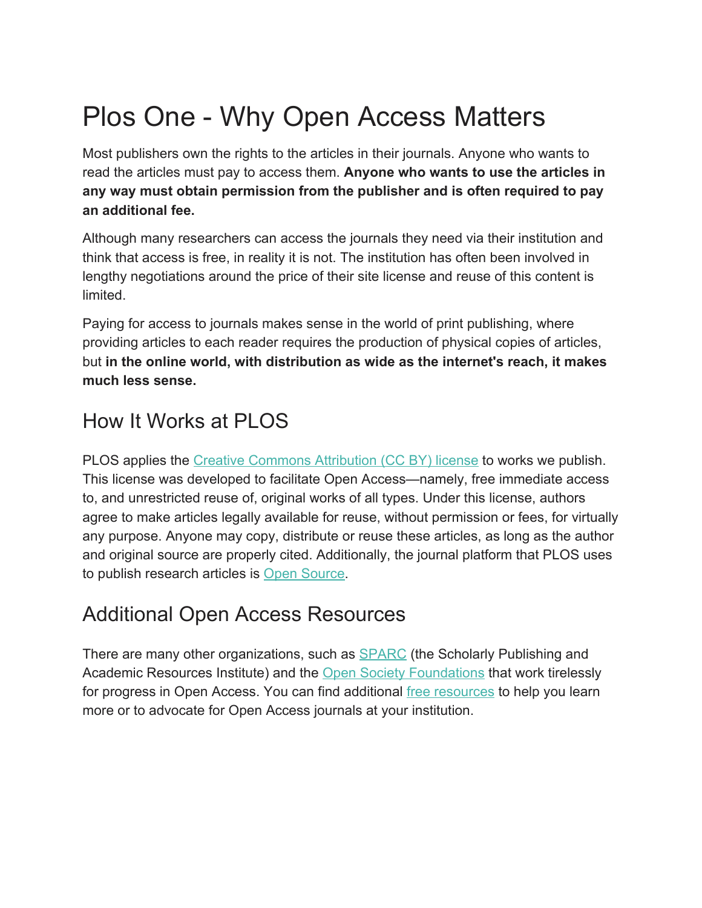# Plos One - Why Open Access Matters

Most publishers own the rights to the articles in their journals. Anyone who wants to read the articles must pay to access them. **Anyone who wants to use the articles in any way must obtain permission from the publisher and is often required to pay an additional fee.**

Although many researchers can access the journals they need via their institution and think that access is free, in reality it is not. The institution has often been involved in lengthy negotiations around the price of their site license and reuse of this content is limited.

Paying for access to journals makes sense in the world of print publishing, where providing articles to each reader requires the production of physical copies of articles, but **in the online world, with distribution as wide as the internet's reach, it makes much less sense.**

## How It Works at PLOS

PLOS applies the Creative Commons Attribution (CC BY) license to works we publish. This license was developed to facilitate Open Access—namely, free immediate access to, and unrestricted reuse of, original works of all types. Under this license, authors agree to make articles legally available for reuse, without permission or fees, for virtually any purpose. Anyone may copy, distribute or reuse these articles, as long as the author and original source are properly cited. Additionally, the journal platform that PLOS uses to publish research articles is Open Source.

## Additional Open Access Resources

There are many other organizations, such as SPARC (the Scholarly Publishing and Academic Resources Institute) and the Open Society Foundations that work tirelessly for progress in Open Access. You can find additional free resources to help you learn more or to advocate for Open Access journals at your institution.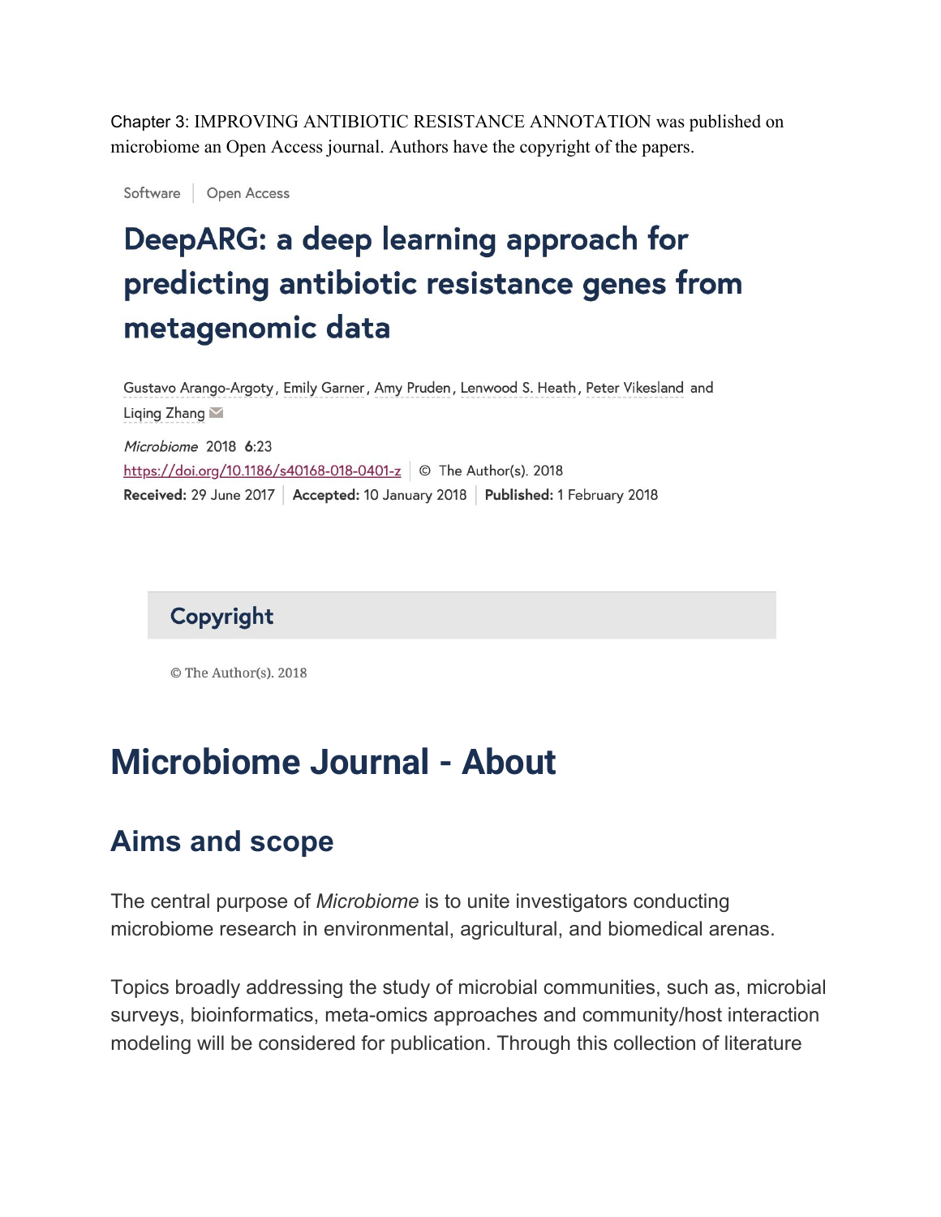Chapter 3: IMPROVING ANTIBIOTIC RESISTANCE ANNOTATION was published on microbiome an Open Access journal. Authors have the copyright of the papers.

Software | Open Access

# DeepARG: a deep learning approach for predicting antibiotic resistance genes from metagenomic data

Gustavo Arango-Argoty, Emily Garner, Amy Pruden, Lenwood S. Heath, Peter Vikesland and Liqing Zhang

*Microbiome* 2018 **6**:23

https://doi.org/10.1186/s40168-018-0401-z | © The Author(s). 2018

**Received:** 29 June 2017 | **Accepted:** 10 January 2018 | **Published:** 1 February 2018

## Copyright

© The Author(s). 2018

# Microbiome Journal - About

## Aims and scope

The central purpose of *Microbiome* is to unite investigators conducting microbiome research in environmental, agricultural, and biomedical arenas.

Topics broadly addressing the study of microbial communities, such as, microbial surveys, bioinformatics, meta-omics approaches and community/host interaction modeling will be considered for publication. Through this collection of literature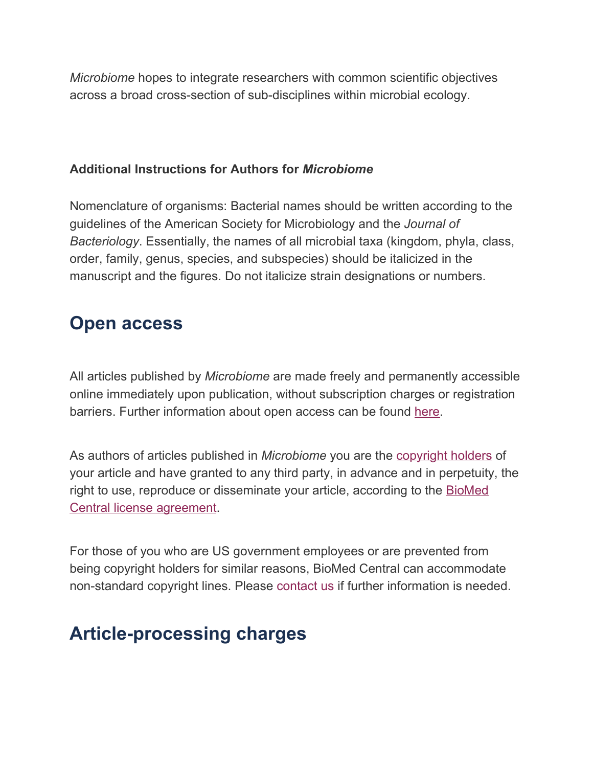*Microbiome* hopes to integrate researchers with common scientific objectives across a broad cross-section of sub-disciplines within microbial ecology.

**Additional Instructions for Authors for *Microbiome***

Nomenclature of organisms: Bacterial names should be written according to the guidelines of the American Society for Microbiology and the *Journal of Bacteriology*. Essentially, the names of all microbial taxa (kingdom, phyla, class, order, family, genus, species, and subspecies) should be italicized in the manuscript and the figures. Do not italicize strain designations or numbers.

## Open access

All articles published by *Microbiome* are made freely and permanently accessible online immediately upon publication, without subscription charges or registration barriers. Further information about open access can be found here.

As authors of articles published in *Microbiome* you are the copyright holders of your article and have granted to any third party, in advance and in perpetuity, the right to use, reproduce or disseminate your article, according to the BioMed Central license agreement.

For those of you who are US government employees or are prevented from being copyright holders for similar reasons, BioMed Central can accommodate non-standard copyright lines. Please contact us if further information is needed.

## Article-processing charges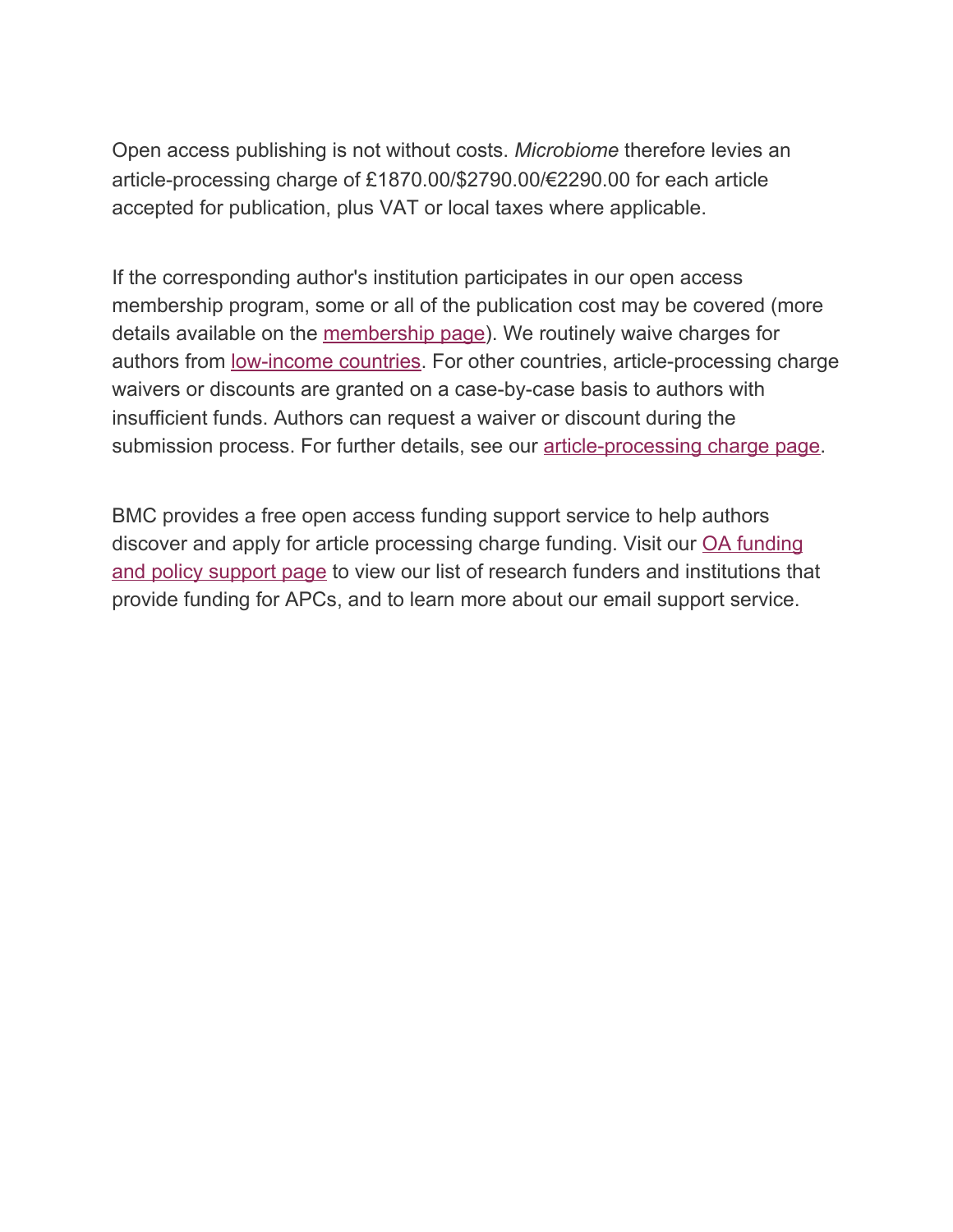Open access publishing is not without costs. *Microbiome* therefore levies an article-processing charge of £1870.00/$2790.00/€2290.00 for each article accepted for publication, plus VAT or local taxes where applicable.

If the corresponding author's institution participates in our open access membership program, some or all of the publication cost may be covered (more details available on the membership page). We routinely waive charges for authors from low-income countries. For other countries, article-processing charge waivers or discounts are granted on a case-by-case basis to authors with insufficient funds. Authors can request a waiver or discount during the submission process. For further details, see our article-processing charge page.

BMC provides a free open access funding support service to help authors discover and apply for article processing charge funding. Visit our OA funding and policy support page to view our list of research funders and institutions that provide funding for APCs, and to learn more about our email support service.